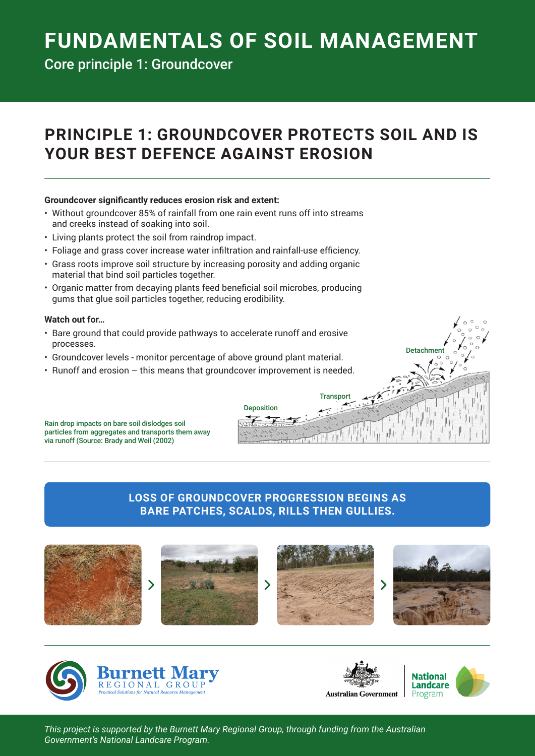# FUNDAMENTALS OF SOIL MANAGEMENT

Core principle 1: Groundcover

## PRINCIPLE 1: GROUNDCOVER PROTECTS SOIL AND IS YOUR BEST DEFENCE AGAINST EROSION

**Groundcover significantly reduces erosion risk and extent:**

- Without groundcover 85% of rainfall from one rain event runs off into streams and creeks instead of soaking into soil.
- Living plants protect the soil from raindrop impact.
- Foliage and grass cover increase water infiltration and rainfall-use efficiency.
- Grass roots improve soil structure by increasing porosity and adding organic material that bind soil particles together.
- Organic matter from decaying plants feed beneficial soil microbes, producing gums that glue soil particles together, reducing erodibility.

**Watch out for...**

- Bare ground that could provide pathways to accelerate runoff and erosive processes.
- Groundcover levels - monitor percentage of above ground plant material.
- Runoff and erosion – this means that groundcover improvement is needed.

Detachment

Transport

Deposition

Rain drop impacts on bare soil dislodges soil particles from aggregates and transports them away via runoff (Source: Brady and Weil (2002)

**LOSS OF GROUNDCOVER PROGRESSION BEGINS AS BARE PATCHES, SCALDS, RILLS THEN GULLIES.**

*This project is supported by the Burnett Mary Regional Group, through funding from the Australian Government's National Landcare Program.*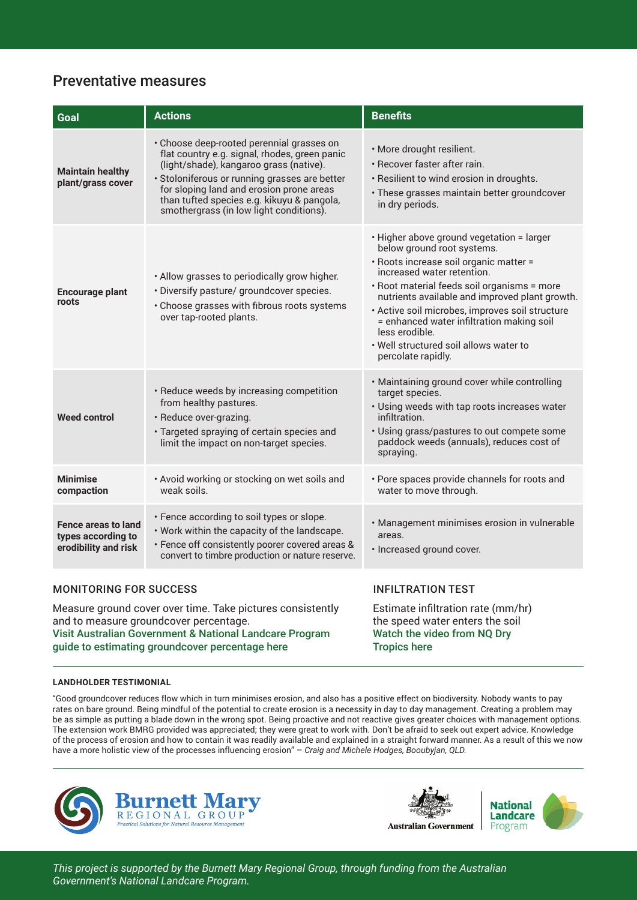## Preventative measures

| Goal | Actions | Benefits |
|---|---|---|
| **Maintain healthy plant/grass cover** | • Choose deep-rooted perennial grasses on flat country e.g. signal, rhodes, green panic (light/shade), kangaroo grass (native).<br>• Stoloniferous or running grasses are better for sloping land and erosion prone areas than tufted species e.g. kikuyu & pangola, smothergrass (in low light conditions). | • More drought resilient.<br>• Recover faster after rain.<br>• Resilient to wind erosion in droughts.<br>• These grasses maintain better groundcover in dry periods. |
| **Encourage plant roots** | • Allow grasses to periodically grow higher.<br>• Diversify pasture/ groundcover species.<br>• Choose grasses with fibrous roots systems over tap-rooted plants. | • Higher above ground vegetation = larger below ground root systems.<br>• Roots increase soil organic matter = increased water retention.<br>• Root material feeds soil organisms = more nutrients available and improved plant growth.<br>• Active soil microbes, improves soil structure = enhanced water infiltration making soil less erodible.<br>• Well structured soil allows water to percolate rapidly. |
| **Weed control** | • Reduce weeds by increasing competition from healthy pastures.<br>• Reduce over-grazing.<br>• Targeted spraying of certain species and limit the impact on non-target species. | • Maintaining ground cover while controlling target species.<br>• Using weeds with tap roots increases water infiltration.<br>• Using grass/pastures to out compete some paddock weeds (annuals), reduces cost of spraying. |
| **Minimise compaction** | • Avoid working or stocking on wet soils and weak soils. | • Pore spaces provide channels for roots and water to move through. |
| **Fence areas to land types according to erodibility and risk** | • Fence according to soil types or slope.<br>• Work within the capacity of the landscape.<br>• Fence off consistently poorer covered areas & convert to timbre production or nature reserve. | • Management minimises erosion in vulnerable areas.<br>• Increased ground cover. |

### MONITORING FOR SUCCESS

Measure ground cover over time. Take pictures consistently and to measure groundcover percentage.
Visit Australian Government & National Landcare Program guide to estimating groundcover percentage here

### INFILTRATION TEST

Estimate infiltration rate (mm/hr) the speed water enters the soil
Watch the video from NQ Dry Tropics here

#### LANDHOLDER TESTIMONIAL

"Good groundcover reduces flow which in turn minimises erosion, and also has a positive effect on biodiversity. Nobody wants to pay rates on bare ground. Being mindful of the potential to create erosion is a necessity in day to day management. Creating a problem may be as simple as putting a blade down in the wrong spot. Being proactive and not reactive gives greater choices with management options. The extension work BMRG provided was appreciated; they were great to work with. Don't be afraid to seek out expert advice. Knowledge of the process of erosion and how to contain it was readily available and explained in a straight forward manner. As a result of this we now have a more holistic view of the processes influencing erosion" – *Craig and Michele Hodges, Booubyjan, QLD.*

Burnett Mary Regional Group – Practical Solutions for Natural Resource Management

Australian Government | National Landcare Program

*This project is supported by the Burnett Mary Regional Group, through funding from the Australian Government's National Landcare Program.*